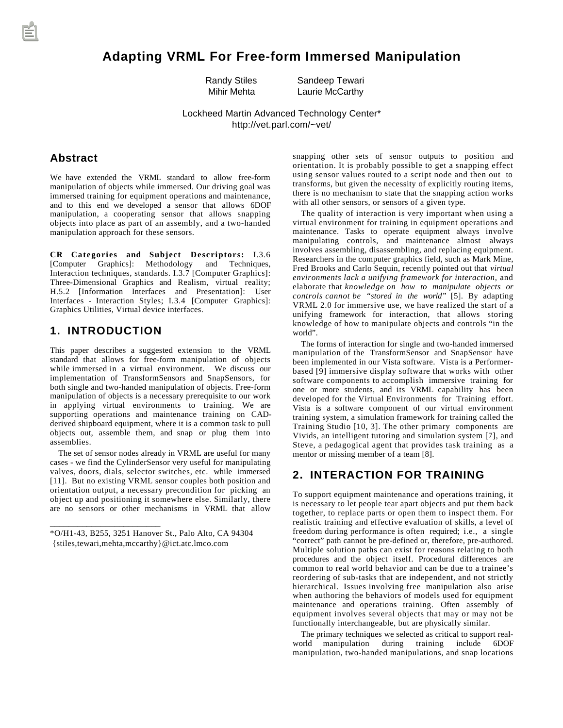# Adapting VRML For Free-form Immersed Manipulation

Randy Stiles, Sandeep Tewari, Mihir Mehta, Laurie McCarthy

Lockheed Martin Advanced Technology Center*
http://vet.parl.com/~vet/

## Abstract

We have extended the VRML standard to allow free-form manipulation of objects while immersed. Our driving goal was immersed training for equipment operations and maintenance, and to this end we developed a sensor that allows 6DOF manipulation, a cooperating sensor that allows snapping objects into place as part of an assembly, and a two-handed manipulation approach for these sensors.

**CR Categories and Subject Descriptors:** I.3.6 [Computer Graphics]: Methodology and Techniques, Interaction techniques, standards. I.3.7 [Computer Graphics]: Three-Dimensional Graphics and Realism, virtual reality; H.5.2 [Information Interfaces and Presentation]: User Interfaces - Interaction Styles; I.3.4 [Computer Graphics]: Graphics Utilities, Virtual device interfaces.

## 1. INTRODUCTION

This paper describes a suggested extension to the VRML standard that allows for free-form manipulation of objects while immersed in a virtual environment. We discuss our implementation of TransformSensors and SnapSensors, for both single and two-handed manipulation of objects. Free-form manipulation of objects is a necessary prerequisite to our work in applying virtual environments to training. We are supporting operations and maintenance training on CAD-derived shipboard equipment, where it is a common task to pull objects out, assemble them, and snap or plug them into assemblies.

The set of sensor nodes already in VRML are useful for many cases - we find the CylinderSensor very useful for manipulating valves, doors, dials, selector switches, etc. while immersed [11]. But no existing VRML sensor couples both position and orientation output, a necessary precondition for picking an object up and positioning it somewhere else. Similarly, there are no sensors or other mechanisms in VRML that allow snapping other sets of sensor outputs to position and orientation. It is probably possible to get a snapping effect using sensor values routed to a script node and then out to transforms, but given the necessity of explicitly routing items, there is no mechanism to state that the snapping action works with all other sensors, or sensors of a given type.

The quality of interaction is very important when using a virtual environment for training in equipment operations and maintenance. Tasks to operate equipment always involve manipulating controls, and maintenance almost always involves assembling, disassembling, and replacing equipment. Researchers in the computer graphics field, such as Mark Mine, Fred Brooks and Carlo Sequin, recently pointed out that *virtual environments lack a unifying framework for interaction*, and elaborate that *knowledge on how to manipulate objects or controls cannot be "stored in the world"* [5]. By adapting VRML 2.0 for immersive use, we have realized the start of a unifying framework for interaction, that allows storing knowledge of how to manipulate objects and controls "in the world".

The forms of interaction for single and two-handed immersed manipulation of the TransformSensor and SnapSensor have been implemented in our Vista software. Vista is a Performer-based [9] immersive display software that works with other software components to accomplish immersive training for one or more students, and its VRML capability has been developed for the Virtual Environments for Training effort. Vista is a software component of our virtual environment training system, a simulation framework for training called the Training Studio [10, 3]. The other primary components are Vivids, an intelligent tutoring and simulation system [7], and Steve, a pedagogical agent that provides task training as a mentor or missing member of a team [8].

## 2. INTERACTION FOR TRAINING

To support equipment maintenance and operations training, it is necessary to let people tear apart objects and put them back together, to replace parts or open them to inspect them. For realistic training and effective evaluation of skills, a level of freedom during performance is often required; i.e., a single "correct" path cannot be pre-defined or, therefore, pre-authored. Multiple solution paths can exist for reasons relating to both procedures and the object itself. Procedural differences are common to real world behavior and can be due to a trainee's reordering of sub-tasks that are independent, and not strictly hierarchical. Issues involving free manipulation also arise when authoring the behaviors of models used for equipment maintenance and operations training. Often assembly of equipment involves several objects that may or may not be functionally interchangeable, but are physically similar.

The primary techniques we selected as critical to support real-world manipulation during training include 6DOF manipulation, two-handed manipulations, and snap locations

---

*O/H1-43, B255, 3251 Hanover St., Palo Alto, CA 94304
{stiles,tewari,mehta,mccarthy}@ict.atc.lmco.com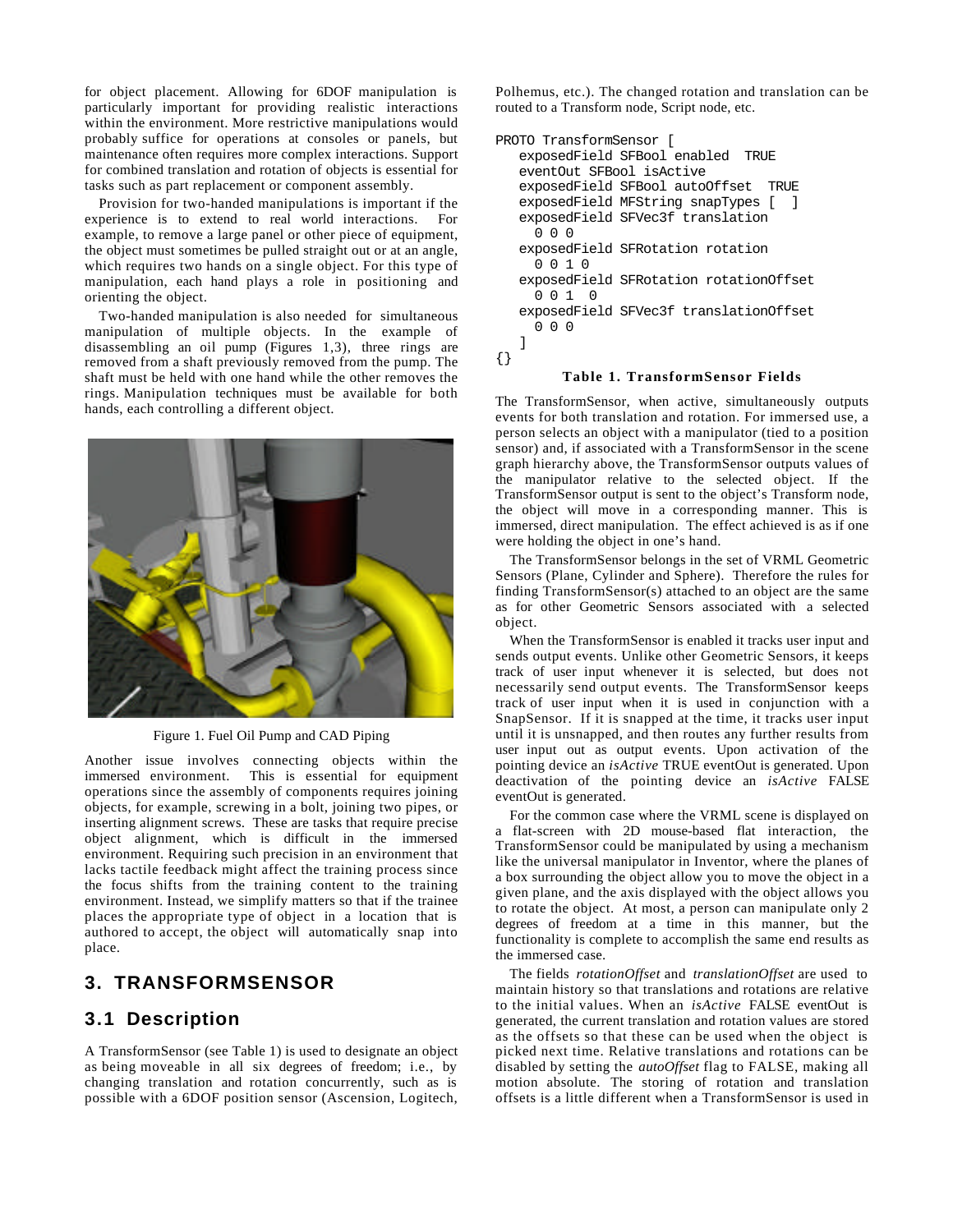for object placement. Allowing for 6DOF manipulation is particularly important for providing realistic interactions within the environment. More restrictive manipulations would probably suffice for operations at consoles or panels, but maintenance often requires more complex interactions. Support for combined translation and rotation of objects is essential for tasks such as part replacement or component assembly.

Provision for two-handed manipulations is important if the experience is to extend to real world interactions. For example, to remove a large panel or other piece of equipment, the object must sometimes be pulled straight out or at an angle, which requires two hands on a single object. For this type of manipulation, each hand plays a role in positioning and orienting the object.

Two-handed manipulation is also needed for simultaneous manipulation of multiple objects. In the example of disassembling an oil pump (Figures 1,3), three rings are removed from a shaft previously removed from the pump. The shaft must be held with one hand while the other removes the rings. Manipulation techniques must be available for both hands, each controlling a different object.

Figure 1. Fuel Oil Pump and CAD Piping

Another issue involves connecting objects within the immersed environment. This is essential for equipment operations since the assembly of components requires joining objects, for example, screwing in a bolt, joining two pipes, or inserting alignment screws. These are tasks that require precise object alignment, which is difficult in the immersed environment. Requiring such precision in an environment that lacks tactile feedback might affect the training process since the focus shifts from the training content to the training environment. Instead, we simplify matters so that if the trainee places the appropriate type of object in a location that is authored to accept, the object will automatically snap into place.

## 3. TRANSFORMSENSOR

### 3.1 Description

A TransformSensor (see Table 1) is used to designate an object as being moveable in all six degrees of freedom; i.e., by changing translation and rotation concurrently, such as is possible with a 6DOF position sensor (Ascension, Logitech, Polhemus, etc.). The changed rotation and translation can be routed to a Transform node, Script node, etc.

```
PROTO TransformSensor [
   exposedField SFBool enabled  TRUE
   eventOut SFBool isActive
   exposedField SFBool autoOffset  TRUE
   exposedField MFString snapTypes [  ]
   exposedField SFVec3f translation
     0 0 0
   exposedField SFRotation rotation
     0 0 1 0
   exposedField SFRotation rotationOffset
     0 0 1  0
   exposedField SFVec3f translationOffset
     0 0 0
   ]
{}
```

**Table 1. TransformSensor Fields**

The TransformSensor, when active, simultaneously outputs events for both translation and rotation. For immersed use, a person selects an object with a manipulator (tied to a position sensor) and, if associated with a TransformSensor in the scene graph hierarchy above, the TransformSensor outputs values of the manipulator relative to the selected object. If the TransformSensor output is sent to the object's Transform node, the object will move in a corresponding manner. This is immersed, direct manipulation. The effect achieved is as if one were holding the object in one's hand.

The TransformSensor belongs in the set of VRML Geometric Sensors (Plane, Cylinder and Sphere). Therefore the rules for finding TransformSensor(s) attached to an object are the same as for other Geometric Sensors associated with a selected object.

When the TransformSensor is enabled it tracks user input and sends output events. Unlike other Geometric Sensors, it keeps track of user input whenever it is selected, but does not necessarily send output events. The TransformSensor keeps track of user input when it is used in conjunction with a SnapSensor. If it is snapped at the time, it tracks user input until it is unsnapped, and then routes any further results from user input out as output events. Upon activation of the pointing device an *isActive* TRUE eventOut is generated. Upon deactivation of the pointing device an *isActive* FALSE eventOut is generated.

For the common case where the VRML scene is displayed on a flat-screen with 2D mouse-based flat interaction, the TransformSensor could be manipulated by using a mechanism like the universal manipulator in Inventor, where the planes of a box surrounding the object allow you to move the object in a given plane, and the axis displayed with the object allows you to rotate the object. At most, a person can manipulate only 2 degrees of freedom at a time in this manner, but the functionality is complete to accomplish the same end results as the immersed case.

The fields *rotationOffset* and *translationOffset* are used to maintain history so that translations and rotations are relative to the initial values. When an *isActive* FALSE eventOut is generated, the current translation and rotation values are stored as the offsets so that these can be used when the object is picked next time. Relative translations and rotations can be disabled by setting the *autoOffset* flag to FALSE, making all motion absolute. The storing of rotation and translation offsets is a little different when a TransformSensor is used in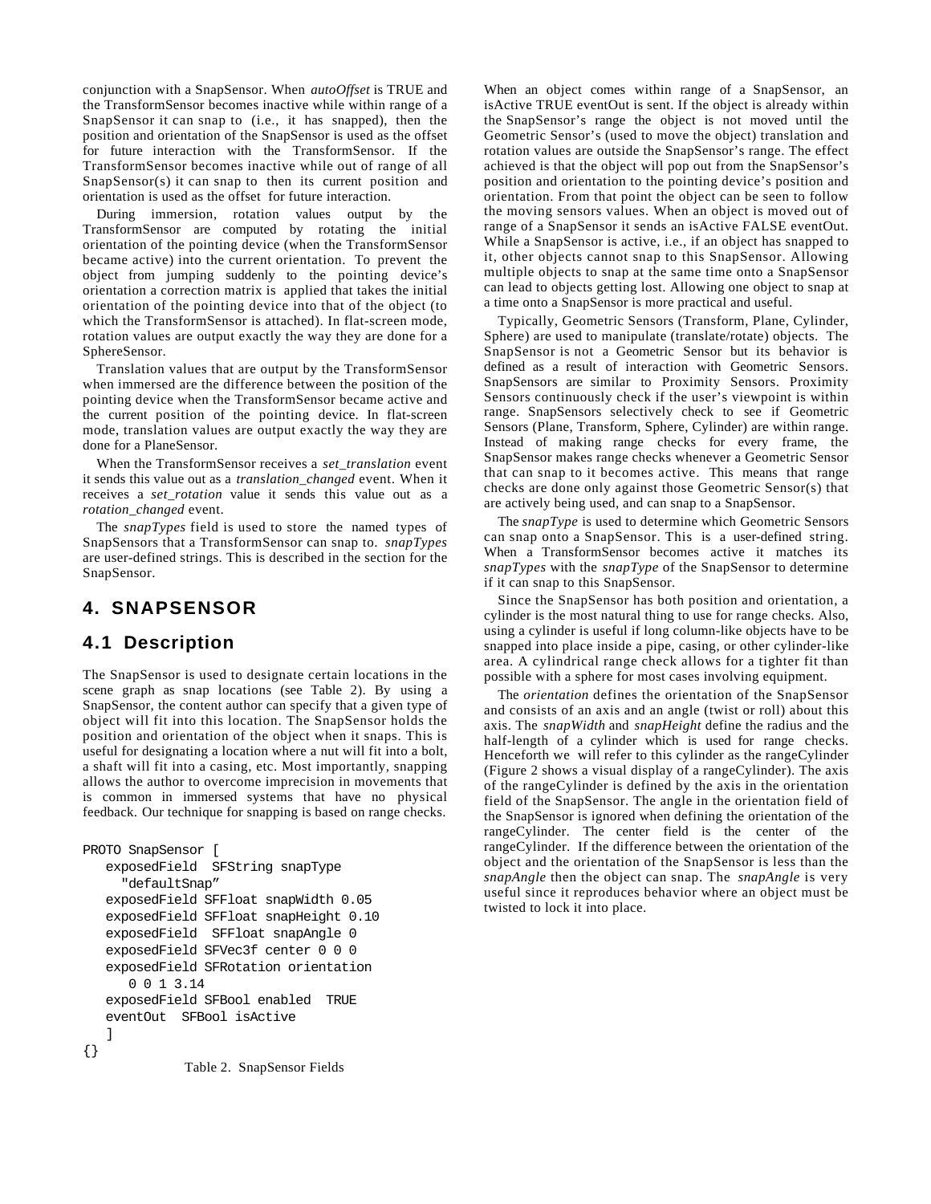conjunction with a SnapSensor. When *autoOffset* is TRUE and the TransformSensor becomes inactive while within range of a SnapSensor it can snap to (i.e., it has snapped), then the position and orientation of the SnapSensor is used as the offset for future interaction with the TransformSensor. If the TransformSensor becomes inactive while out of range of all SnapSensor(s) it can snap to then its current position and orientation is used as the offset for future interaction.

During immersion, rotation values output by the TransformSensor are computed by rotating the initial orientation of the pointing device (when the TransformSensor became active) into the current orientation. To prevent the object from jumping suddenly to the pointing device's orientation a correction matrix is applied that takes the initial orientation of the pointing device into that of the object (to which the TransformSensor is attached). In flat-screen mode, rotation values are output exactly the way they are done for a SphereSensor.

Translation values that are output by the TransformSensor when immersed are the difference between the position of the pointing device when the TransformSensor became active and the current position of the pointing device. In flat-screen mode, translation values are output exactly the way they are done for a PlaneSensor.

When the TransformSensor receives a *set_translation* event it sends this value out as a *translation_changed* event. When it receives a *set_rotation* value it sends this value out as a *rotation_changed* event.

The *snapTypes* field is used to store the named types of SnapSensors that a TransformSensor can snap to. *snapTypes* are user-defined strings. This is described in the section for the SnapSensor.

## 4. SNAPSENSOR

### 4.1 Description

The SnapSensor is used to designate certain locations in the scene graph as snap locations (see Table 2). By using a SnapSensor, the content author can specify that a given type of object will fit into this location. The SnapSensor holds the position and orientation of the object when it snaps. This is useful for designating a location where a nut will fit into a bolt, a shaft will fit into a casing, etc. Most importantly, snapping allows the author to overcome imprecision in movements that is common in immersed systems that have no physical feedback. Our technique for snapping is based on range checks.

```
PROTO SnapSensor [
   exposedField  SFString snapType
     "defaultSnap"
   exposedField SFFloat snapWidth 0.05
   exposedField SFFloat snapHeight 0.10
   exposedField  SFFloat snapAngle 0
   exposedField SFVec3f center 0 0 0
   exposedField SFRotation orientation
      0 0 1 3.14
   exposedField SFBool enabled  TRUE
   eventOut  SFBool isActive
   ]
{}
```

Table 2. SnapSensor Fields

When an object comes within range of a SnapSensor, an isActive TRUE eventOut is sent. If the object is already within the SnapSensor's range the object is not moved until the Geometric Sensor's (used to move the object) translation and rotation values are outside the SnapSensor's range. The effect achieved is that the object will pop out from the SnapSensor's position and orientation to the pointing device's position and orientation. From that point the object can be seen to follow the moving sensors values. When an object is moved out of range of a SnapSensor it sends an isActive FALSE eventOut. While a SnapSensor is active, i.e., if an object has snapped to it, other objects cannot snap to this SnapSensor. Allowing multiple objects to snap at the same time onto a SnapSensor can lead to objects getting lost. Allowing one object to snap at a time onto a SnapSensor is more practical and useful.

Typically, Geometric Sensors (Transform, Plane, Cylinder, Sphere) are used to manipulate (translate/rotate) objects. The SnapSensor is not a Geometric Sensor but its behavior is defined as a result of interaction with Geometric Sensors. SnapSensors are similar to Proximity Sensors. Proximity Sensors continuously check if the user's viewpoint is within range. SnapSensors selectively check to see if Geometric Sensors (Plane, Transform, Sphere, Cylinder) are within range. Instead of making range checks for every frame, the SnapSensor makes range checks whenever a Geometric Sensor that can snap to it becomes active. This means that range checks are done only against those Geometric Sensor(s) that are actively being used, and can snap to a SnapSensor.

The *snapType* is used to determine which Geometric Sensors can snap onto a SnapSensor. This is a user-defined string. When a TransformSensor becomes active it matches its *snapTypes* with the *snapType* of the SnapSensor to determine if it can snap to this SnapSensor.

Since the SnapSensor has both position and orientation, a cylinder is the most natural thing to use for range checks. Also, using a cylinder is useful if long column-like objects have to be snapped into place inside a pipe, casing, or other cylinder-like area. A cylindrical range check allows for a tighter fit than possible with a sphere for most cases involving equipment.

The *orientation* defines the orientation of the SnapSensor and consists of an axis and an angle (twist or roll) about this axis. The *snapWidth* and *snapHeight* define the radius and the half-length of a cylinder which is used for range checks. Henceforth we will refer to this cylinder as the rangeCylinder (Figure 2 shows a visual display of a rangeCylinder). The axis of the rangeCylinder is defined by the axis in the orientation field of the SnapSensor. The angle in the orientation field of the SnapSensor is ignored when defining the orientation of the rangeCylinder. The center field is the center of the rangeCylinder. If the difference between the orientation of the object and the orientation of the SnapSensor is less than the *snapAngle* then the object can snap. The *snapAngle* is very useful since it reproduces behavior where an object must be twisted to lock it into place.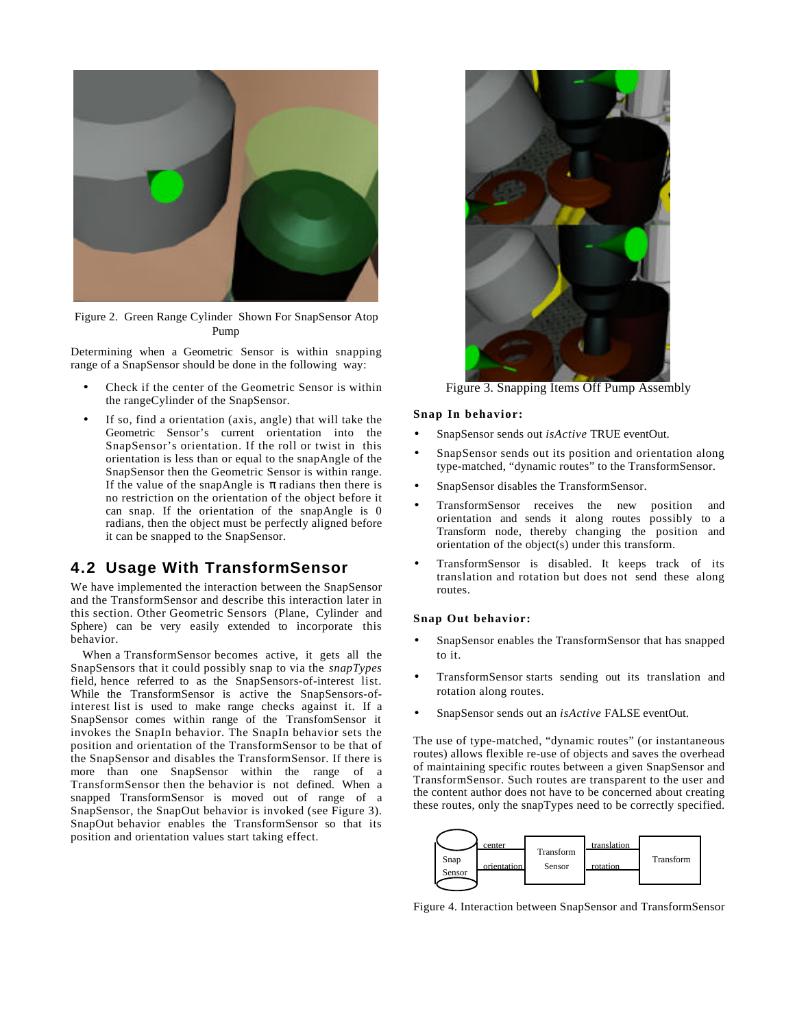Figure 2. Green Range Cylinder Shown For SnapSensor Atop Pump

Determining when a Geometric Sensor is within snapping range of a SnapSensor should be done in the following way:

- Check if the center of the Geometric Sensor is within the rangeCylinder of the SnapSensor.
- If so, find a orientation (axis, angle) that will take the Geometric Sensor's current orientation into the SnapSensor's orientation. If the roll or twist in this orientation is less than or equal to the snapAngle of the SnapSensor then the Geometric Sensor is within range. If the value of the snapAngle is π radians then there is no restriction on the orientation of the object before it can snap. If the orientation of the snapAngle is 0 radians, then the object must be perfectly aligned before it can be snapped to the SnapSensor.

## 4.2 Usage With TransformSensor

We have implemented the interaction between the SnapSensor and the TransformSensor and describe this interaction later in this section. Other Geometric Sensors (Plane, Cylinder and Sphere) can be very easily extended to incorporate this behavior.

When a TransformSensor becomes active, it gets all the SnapSensors that it could possibly snap to via the *snapTypes* field, hence referred to as the SnapSensors-of-interest list. While the TransformSensor is active the SnapSensors-of-interest list is used to make range checks against it. If a SnapSensor comes within range of the TransfomSensor it invokes the SnapIn behavior. The SnapIn behavior sets the position and orientation of the TransformSensor to be that of the SnapSensor and disables the TransformSensor. If there is more than one SnapSensor within the range of a TransformSensor then the behavior is not defined. When a snapped TransformSensor is moved out of range of a SnapSensor, the SnapOut behavior is invoked (see Figure 3). SnapOut behavior enables the TransformSensor so that its position and orientation values start taking effect.

Figure 3. Snapping Items Off Pump Assembly

**Snap In behavior:**

- SnapSensor sends out *isActive* TRUE eventOut.
- SnapSensor sends out its position and orientation along type-matched, "dynamic routes" to the TransformSensor.
- SnapSensor disables the TransformSensor.
- TransformSensor receives the new position and orientation and sends it along routes possibly to a Transform node, thereby changing the position and orientation of the object(s) under this transform.
- TransformSensor is disabled. It keeps track of its translation and rotation but does not send these along routes.

**Snap Out behavior:**

- SnapSensor enables the TransformSensor that has snapped to it.
- TransformSensor starts sending out its translation and rotation along routes.
- SnapSensor sends out an *isActive* FALSE eventOut.

The use of type-matched, "dynamic routes" (or instantaneous routes) allows flexible re-use of objects and saves the overhead of maintaining specific routes between a given SnapSensor and TransformSensor. Such routes are transparent to the user and the content author does not have to be concerned about creating these routes, only the snapTypes need to be correctly specified.

Figure 4. Interaction between SnapSensor and TransformSensor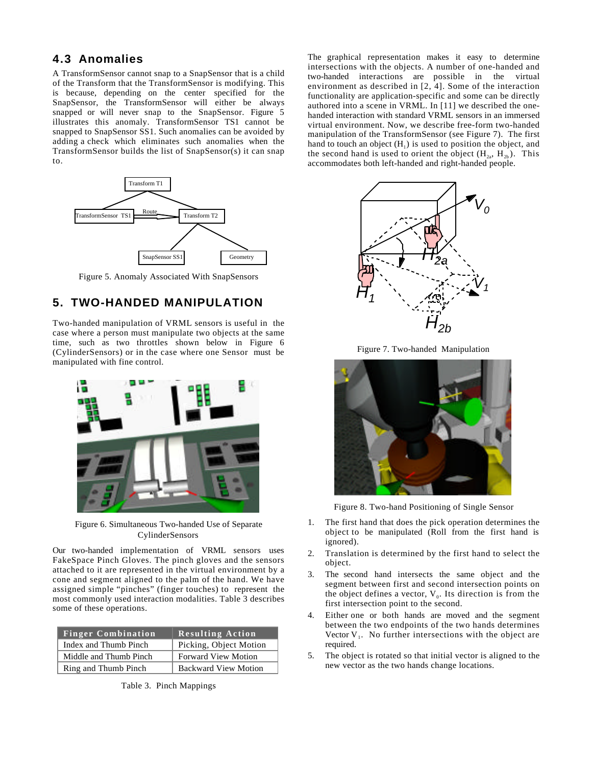### 4.3 Anomalies

A TransformSensor cannot snap to a SnapSensor that is a child of the Transform that the TransformSensor is modifying. This is because, depending on the center specified for the SnapSensor, the TransformSensor will either be always snapped or will never snap to the SnapSensor. Figure 5 illustrates this anomaly. TransformSensor TS1 cannot be snapped to SnapSensor SS1. Such anomalies can be avoided by adding a check which eliminates such anomalies when the TransformSensor builds the list of SnapSensor(s) it can snap to.

Figure 5. Anomaly Associated With SnapSensors

## 5. TWO-HANDED MANIPULATION

Two-handed manipulation of VRML sensors is useful in the case where a person must manipulate two objects at the same time, such as two throttles shown below in Figure 6 (CylinderSensors) or in the case where one Sensor must be manipulated with fine control.

Figure 6. Simultaneous Two-handed Use of Separate CylinderSensors

Our two-handed implementation of VRML sensors uses FakeSpace Pinch Gloves. The pinch gloves and the sensors attached to it are represented in the virtual environment by a cone and segment aligned to the palm of the hand. We have assigned simple "pinches" (finger touches) to represent the most commonly used interaction modalities. Table 3 describes some of these operations.

| Finger Combination | Resulting Action |
|---|---|
| Index and Thumb Pinch | Picking, Object Motion |
| Middle and Thumb Pinch | Forward View Motion |
| Ring and Thumb Pinch | Backward View Motion |

Table 3. Pinch Mappings

The graphical representation makes it easy to determine intersections with the objects. A number of one-handed and two-handed interactions are possible in the virtual environment as described in [2, 4]. Some of the interaction functionality are application-specific and some can be directly authored into a scene in VRML. In [11] we described the one-handed interaction with standard VRML sensors in an immersed virtual environment. Now, we describe free-form two-handed manipulation of the TransformSensor (see Figure 7). The first hand to touch an object ($H_1$) is used to position the object, and the second hand is used to orient the object ($H_{2a}$, $H_{2b}$). This accommodates both left-handed and right-handed people.

Figure 7. Two-handed Manipulation

Figure 8. Two-hand Positioning of Single Sensor

1. The first hand that does the pick operation determines the object to be manipulated (Roll from the first hand is ignored).
2. Translation is determined by the first hand to select the object.
3. The second hand intersects the same object and the segment between first and second intersection points on the object defines a vector, $V_0$. Its direction is from the first intersection point to the second.
4. Either one or both hands are moved and the segment between the two endpoints of the two hands determines Vector $V_1$. No further intersections with the object are required.
5. The object is rotated so that initial vector is aligned to the new vector as the two hands change locations.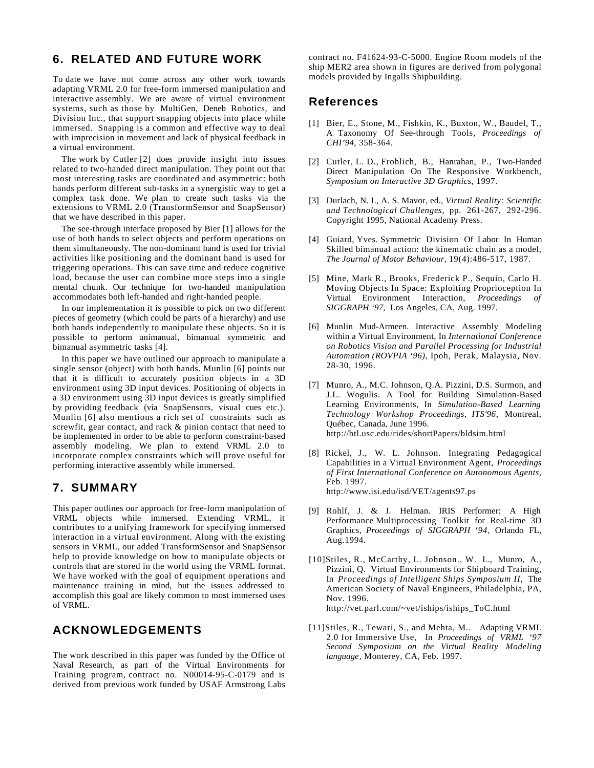## 6. RELATED AND FUTURE WORK

To date we have not come across any other work towards adapting VRML 2.0 for free-form immersed manipulation and interactive assembly. We are aware of virtual environment systems, such as those by MultiGen, Deneb Robotics, and Division Inc., that support snapping objects into place while immersed. Snapping is a common and effective way to deal with imprecision in movement and lack of physical feedback in a virtual environment.

The work by Cutler [2] does provide insight into issues related to two-handed direct manipulation. They point out that most interesting tasks are coordinated and asymmetric: both hands perform different sub-tasks in a synergistic way to get a complex task done. We plan to create such tasks via the extensions to VRML 2.0 (TransformSensor and SnapSensor) that we have described in this paper.

The see-through interface proposed by Bier [1] allows for the use of both hands to select objects and perform operations on them simultaneously. The non-dominant hand is used for trivial activities like positioning and the dominant hand is used for triggering operations. This can save time and reduce cognitive load, because the user can combine more steps into a single mental chunk. Our technique for two-handed manipulation accommodates both left-handed and right-handed people.

In our implementation it is possible to pick on two different pieces of geometry (which could be parts of a hierarchy) and use both hands independently to manipulate these objects. So it is possible to perform unimanual, bimanual symmetric and bimanual asymmetric tasks [4].

In this paper we have outlined our approach to manipulate a single sensor (object) with both hands. Munlin [6] points out that it is difficult to accurately position objects in a 3D environment using 3D input devices. Positioning of objects in a 3D environment using 3D input devices is greatly simplified by providing feedback (via SnapSensors, visual cues etc.). Munlin [6] also mentions a rich set of constraints such as screwfit, gear contact, and rack & pinion contact that need to be implemented in order to be able to perform constraint-based assembly modeling. We plan to extend VRML 2.0 to incorporate complex constraints which will prove useful for performing interactive assembly while immersed.

## 7. SUMMARY

This paper outlines our approach for free-form manipulation of VRML objects while immersed. Extending VRML, it contributes to a unifying framework for specifying immersed interaction in a virtual environment. Along with the existing sensors in VRML, our added TransformSensor and SnapSensor help to provide knowledge on how to manipulate objects or controls that are stored in the world using the VRML format. We have worked with the goal of equipment operations and maintenance training in mind, but the issues addressed to accomplish this goal are likely common to most immersed uses of VRML.

## ACKNOWLEDGEMENTS

The work described in this paper was funded by the Office of Naval Research, as part of the Virtual Environments for Training program, contract no. N00014-95-C-0179 and is derived from previous work funded by USAF Armstrong Labs contract no. F41624-93-C-5000. Engine Room models of the ship MER2 area shown in figures are derived from polygonal models provided by Ingalls Shipbuilding.

## References

[1] Bier, E., Stone, M., Fishkin, K., Buxton, W., Baudel, T., A Taxonomy Of See-through Tools, *Proceedings of CHI'94*, 358-364.

[2] Cutler, L. D., Frohlich, B., Hanrahan, P., Two-Handed Direct Manipulation On The Responsive Workbench, *Symposium on Interactive 3D Graphics*, 1997.

[3] Durlach, N. I., A. S. Mavor, ed., *Virtual Reality: Scientific and Technological Challenges*, pp. 261-267, 292-296. Copyright 1995, National Academy Press.

[4] Guiard, Yves. Symmetric Division Of Labor In Human Skilled bimanual action: the kinematic chain as a model, *The Journal of Motor Behaviour*, 19(4):486-517, 1987.

[5] Mine, Mark R., Brooks, Frederick P., Sequin, Carlo H. Moving Objects In Space: Exploiting Proprioception In Virtual Environment Interaction, *Proceedings of SIGGRAPH '97*, Los Angeles, CA, Aug. 1997.

[6] Munlin Mud-Armeen. Interactive Assembly Modeling within a Virtual Environment, In *International Conference on Robotics Vision and Parallel Processing for Industrial Automation (ROVPIA '96)*, Ipoh, Perak, Malaysia, Nov. 28-30, 1996.

[7] Munro, A., M.C. Johnson, Q.A. Pizzini, D.S. Surmon, and J.L. Wogulis. A Tool for Building Simulation-Based Learning Environments, In *Simulation-Based Learning Technology Workshop Proceedings, ITS'96*, Montreal, Québec, Canada, June 1996. http://btl.usc.edu/rides/shortPapers/bldsim.html

[8] Rickel, J., W. L. Johnson. Integrating Pedagogical Capabilities in a Virtual Environment Agent, *Proceedings of First International Conference on Autonomous Agents*, Feb. 1997. http://www.isi.edu/isd/VET/agents97.ps

[9] Rohlf, J. & J. Helman. IRIS Performer: A High Performance Multiprocessing Toolkit for Real-time 3D Graphics, *Proceedings of SIGGRAPH '94*, Orlando FL, Aug.1994.

[10] Stiles, R., McCarthy, L. Johnson., W. L., Munro, A., Pizzini, Q. Virtual Environments for Shipboard Training, In *Proceedings of Intelligent Ships Symposium II*, The American Society of Naval Engineers, Philadelphia, PA, Nov. 1996. http://vet.parl.com/~vet/iships/iships_ToC.html

[11] Stiles, R., Tewari, S., and Mehta, M.. Adapting VRML 2.0 for Immersive Use, In *Proceedings of VRML '97 Second Symposium on the Virtual Reality Modeling language*, Monterey, CA, Feb. 1997.